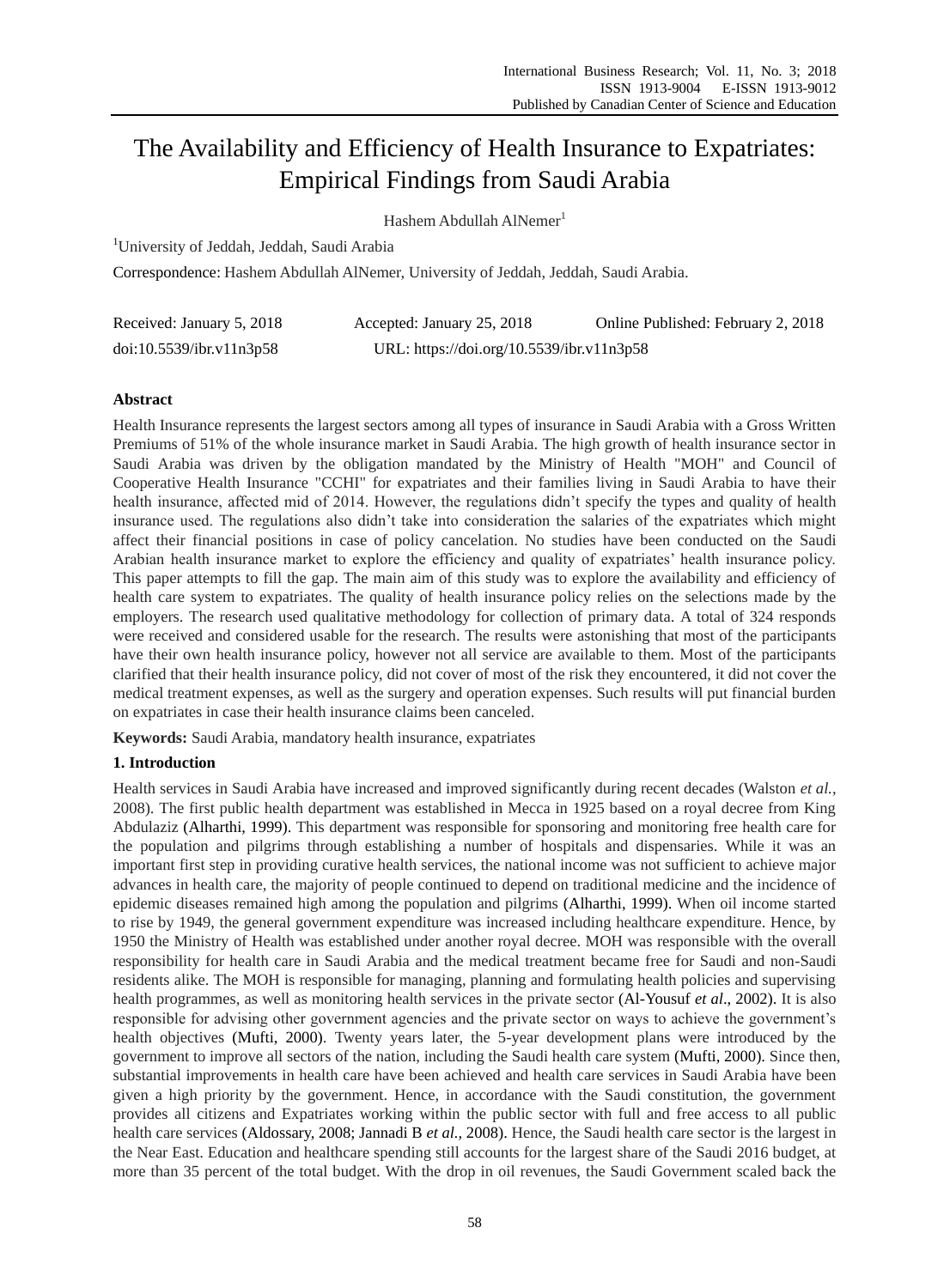# The Availability and Efficiency of Health Insurance to Expatriates: Empirical Findings from Saudi Arabia

Hashem Abdullah AlNemer[1]

[1]University of Jeddah, Jeddah, Saudi Arabia

Correspondence: Hashem Abdullah AlNemer, University of Jeddah, Jeddah, Saudi Arabia.

Received: January 5, 2018 Accepted: January 25, 2018 Online Published: February 2, 2018

doi:10.5539/ibr.v11n3p58 URL: https://doi.org/10.5539/ibr.v11n3p58

## Abstract

Health Insurance represents the largest sectors among all types of insurance in Saudi Arabia with a Gross Written Premiums of 51% of the whole insurance market in Saudi Arabia. The high growth of health insurance sector in Saudi Arabia was driven by the obligation mandated by the Ministry of Health "MOH" and Council of Cooperative Health Insurance "CCHI" for expatriates and their families living in Saudi Arabia to have their health insurance, affected mid of 2014. However, the regulations didn't specify the types and quality of health insurance used. The regulations also didn't take into consideration the salaries of the expatriates which might affect their financial positions in case of policy cancelation. No studies have been conducted on the Saudi Arabian health insurance market to explore the efficiency and quality of expatriates' health insurance policy. This paper attempts to fill the gap. The main aim of this study was to explore the availability and efficiency of health care system to expatriates. The quality of health insurance policy relies on the selections made by the employers. The research used qualitative methodology for collection of primary data. A total of 324 responds were received and considered usable for the research. The results were astonishing that most of the participants have their own health insurance policy, however not all service are available to them. Most of the participants clarified that their health insurance policy, did not cover of most of the risk they encountered, it did not cover the medical treatment expenses, as well as the surgery and operation expenses. Such results will put financial burden on expatriates in case their health insurance claims been canceled.

**Keywords:** Saudi Arabia, mandatory health insurance, expatriates

## 1. Introduction

Health services in Saudi Arabia have increased and improved significantly during recent decades (Walston *et al.*, 2008). The first public health department was established in Mecca in 1925 based on a royal decree from King Abdulaziz (Alharthi, 1999). This department was responsible for sponsoring and monitoring free health care for the population and pilgrims through establishing a number of hospitals and dispensaries. While it was an important first step in providing curative health services, the national income was not sufficient to achieve major advances in health care, the majority of people continued to depend on traditional medicine and the incidence of epidemic diseases remained high among the population and pilgrims (Alharthi, 1999). When oil income started to rise by 1949, the general government expenditure was increased including healthcare expenditure. Hence, by 1950 the Ministry of Health was established under another royal decree. MOH was responsible with the overall responsibility for health care in Saudi Arabia and the medical treatment became free for Saudi and non-Saudi residents alike. The MOH is responsible for managing, planning and formulating health policies and supervising health programmes, as well as monitoring health services in the private sector (Al-Yousuf *et al*., 2002). It is also responsible for advising other government agencies and the private sector on ways to achieve the government's health objectives (Mufti, 2000). Twenty years later, the 5-year development plans were introduced by the government to improve all sectors of the nation, including the Saudi health care system (Mufti, 2000). Since then, substantial improvements in health care have been achieved and health care services in Saudi Arabia have been given a high priority by the government. Hence, in accordance with the Saudi constitution, the government provides all citizens and Expatriates working within the public sector with full and free access to all public health care services (Aldossary, 2008; Jannadi B *et al.,* 2008). Hence, the Saudi health care sector is the largest in the Near East. Education and healthcare spending still accounts for the largest share of the Saudi 2016 budget, at more than 35 percent of the total budget. With the drop in oil revenues, the Saudi Government scaled back the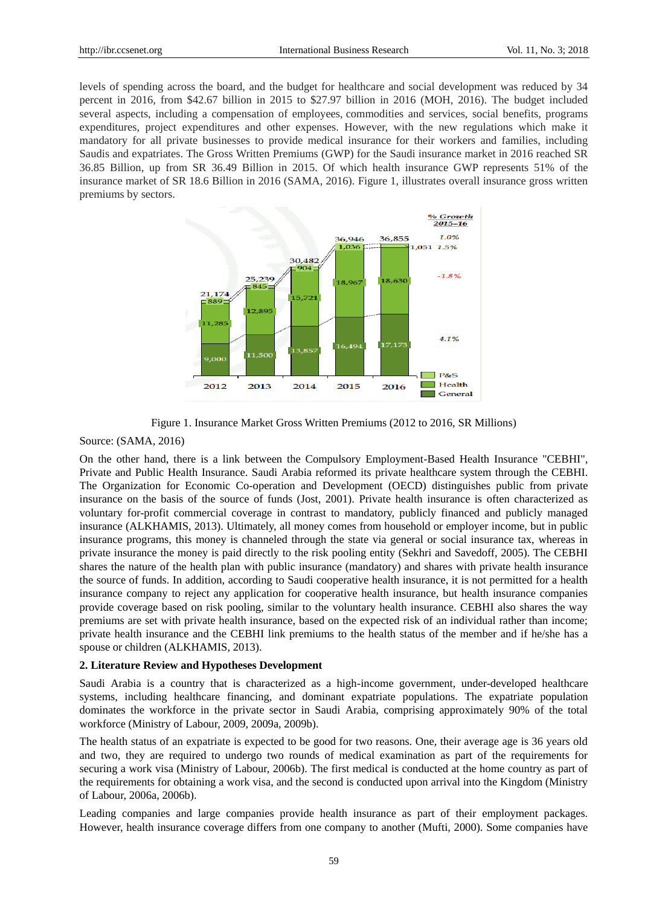levels of spending across the board, and the budget for healthcare and social development was reduced by 34 percent in 2016, from $42.67 billion in 2015 to $27.97 billion in 2016 (MOH, 2016). The budget included several aspects, including a compensation of employees, commodities and services, social benefits, programs expenditures, project expenditures and other expenses. However, with the new regulations which make it mandatory for all private businesses to provide medical insurance for their workers and families, including Saudis and expatriates. The Gross Written Premiums (GWP) for the Saudi insurance market in 2016 reached SR 36.85 Billion, up from SR 36.49 Billion in 2015. Of which health insurance GWP represents 51% of the insurance market of SR 18.6 Billion in 2016 (SAMA, 2016). Figure 1, illustrates overall insurance gross written premiums by sectors.

Figure 1. Insurance Market Gross Written Premiums (2012 to 2016, SR Millions)

Source: (SAMA, 2016)

On the other hand, there is a link between the Compulsory Employment-Based Health Insurance "CEBHI", Private and Public Health Insurance. Saudi Arabia reformed its private healthcare system through the CEBHI. The Organization for Economic Co-operation and Development (OECD) distinguishes public from private insurance on the basis of the source of funds (Jost, 2001). Private health insurance is often characterized as voluntary for-profit commercial coverage in contrast to mandatory, publicly financed and publicly managed insurance (ALKHAMIS, 2013). Ultimately, all money comes from household or employer income, but in public insurance programs, this money is channeled through the state via general or social insurance tax, whereas in private insurance the money is paid directly to the risk pooling entity (Sekhri and Savedoff, 2005). The CEBHI shares the nature of the health plan with public insurance (mandatory) and shares with private health insurance the source of funds. In addition, according to Saudi cooperative health insurance, it is not permitted for a health insurance company to reject any application for cooperative health insurance, but health insurance companies provide coverage based on risk pooling, similar to the voluntary health insurance. CEBHI also shares the way premiums are set with private health insurance, based on the expected risk of an individual rather than income; private health insurance and the CEBHI link premiums to the health status of the member and if he/she has a spouse or children (ALKHAMIS, 2013).

## 2. Literature Review and Hypotheses Development

Saudi Arabia is a country that is characterized as a high-income government, under-developed healthcare systems, including healthcare financing, and dominant expatriate populations. The expatriate population dominates the workforce in the private sector in Saudi Arabia, comprising approximately 90% of the total workforce (Ministry of Labour, 2009, 2009a, 2009b).

The health status of an expatriate is expected to be good for two reasons. One, their average age is 36 years old and two, they are required to undergo two rounds of medical examination as part of the requirements for securing a work visa (Ministry of Labour, 2006b). The first medical is conducted at the home country as part of the requirements for obtaining a work visa, and the second is conducted upon arrival into the Kingdom (Ministry of Labour, 2006a, 2006b).

Leading companies and large companies provide health insurance as part of their employment packages. However, health insurance coverage differs from one company to another (Mufti, 2000). Some companies have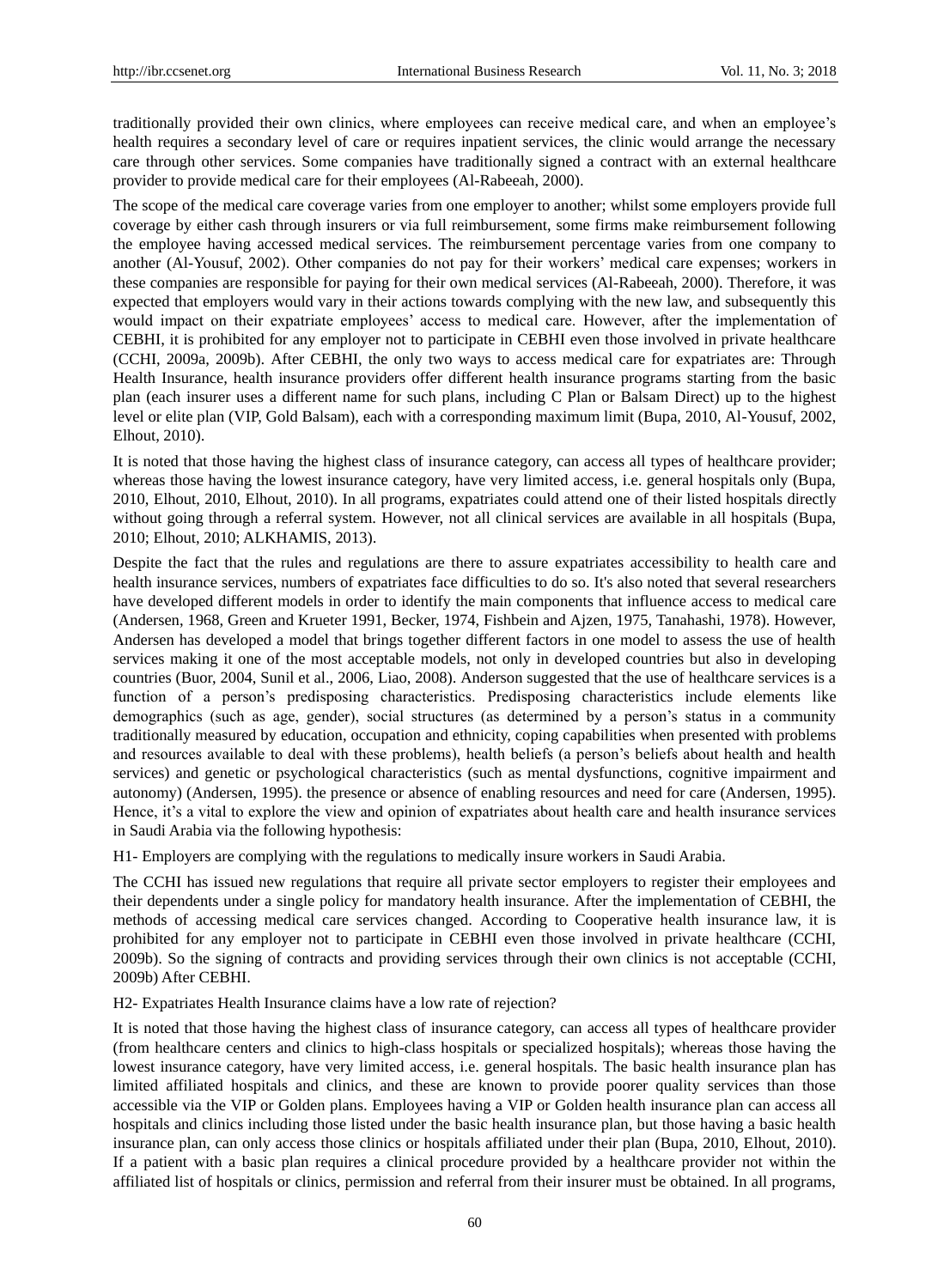traditionally provided their own clinics, where employees can receive medical care, and when an employee's health requires a secondary level of care or requires inpatient services, the clinic would arrange the necessary care through other services. Some companies have traditionally signed a contract with an external healthcare provider to provide medical care for their employees (Al-Rabeeah, 2000).

The scope of the medical care coverage varies from one employer to another; whilst some employers provide full coverage by either cash through insurers or via full reimbursement, some firms make reimbursement following the employee having accessed medical services. The reimbursement percentage varies from one company to another (Al-Yousuf, 2002). Other companies do not pay for their workers' medical care expenses; workers in these companies are responsible for paying for their own medical services (Al-Rabeeah, 2000). Therefore, it was expected that employers would vary in their actions towards complying with the new law, and subsequently this would impact on their expatriate employees' access to medical care. However, after the implementation of CEBHI, it is prohibited for any employer not to participate in CEBHI even those involved in private healthcare (CCHI, 2009a, 2009b). After CEBHI, the only two ways to access medical care for expatriates are: Through Health Insurance, health insurance providers offer different health insurance programs starting from the basic plan (each insurer uses a different name for such plans, including C Plan or Balsam Direct) up to the highest level or elite plan (VIP, Gold Balsam), each with a corresponding maximum limit (Bupa, 2010, Al-Yousuf, 2002, Elhout, 2010).

It is noted that those having the highest class of insurance category, can access all types of healthcare provider; whereas those having the lowest insurance category, have very limited access, i.e. general hospitals only (Bupa, 2010, Elhout, 2010, Elhout, 2010). In all programs, expatriates could attend one of their listed hospitals directly without going through a referral system. However, not all clinical services are available in all hospitals (Bupa, 2010; Elhout, 2010; ALKHAMIS, 2013).

Despite the fact that the rules and regulations are there to assure expatriates accessibility to health care and health insurance services, numbers of expatriates face difficulties to do so. It's also noted that several researchers have developed different models in order to identify the main components that influence access to medical care (Andersen, 1968, Green and Krueter 1991, Becker, 1974, Fishbein and Ajzen, 1975, Tanahashi, 1978). However, Andersen has developed a model that brings together different factors in one model to assess the use of health services making it one of the most acceptable models, not only in developed countries but also in developing countries (Buor, 2004, Sunil et al., 2006, Liao, 2008). Anderson suggested that the use of healthcare services is a function of a person's predisposing characteristics. Predisposing characteristics include elements like demographics (such as age, gender), social structures (as determined by a person's status in a community traditionally measured by education, occupation and ethnicity, coping capabilities when presented with problems and resources available to deal with these problems), health beliefs (a person's beliefs about health and health services) and genetic or psychological characteristics (such as mental dysfunctions, cognitive impairment and autonomy) (Andersen, 1995). the presence or absence of enabling resources and need for care (Andersen, 1995). Hence, it's a vital to explore the view and opinion of expatriates about health care and health insurance services in Saudi Arabia via the following hypothesis:

H1- Employers are complying with the regulations to medically insure workers in Saudi Arabia.

The CCHI has issued new regulations that require all private sector employers to register their employees and their dependents under a single policy for mandatory health insurance. After the implementation of CEBHI, the methods of accessing medical care services changed. According to Cooperative health insurance law, it is prohibited for any employer not to participate in CEBHI even those involved in private healthcare (CCHI, 2009b). So the signing of contracts and providing services through their own clinics is not acceptable (CCHI, 2009b) After CEBHI.

H2- Expatriates Health Insurance claims have a low rate of rejection?

It is noted that those having the highest class of insurance category, can access all types of healthcare provider (from healthcare centers and clinics to high-class hospitals or specialized hospitals); whereas those having the lowest insurance category, have very limited access, i.e. general hospitals. The basic health insurance plan has limited affiliated hospitals and clinics, and these are known to provide poorer quality services than those accessible via the VIP or Golden plans. Employees having a VIP or Golden health insurance plan can access all hospitals and clinics including those listed under the basic health insurance plan, but those having a basic health insurance plan, can only access those clinics or hospitals affiliated under their plan (Bupa, 2010, Elhout, 2010). If a patient with a basic plan requires a clinical procedure provided by a healthcare provider not within the affiliated list of hospitals or clinics, permission and referral from their insurer must be obtained. In all programs,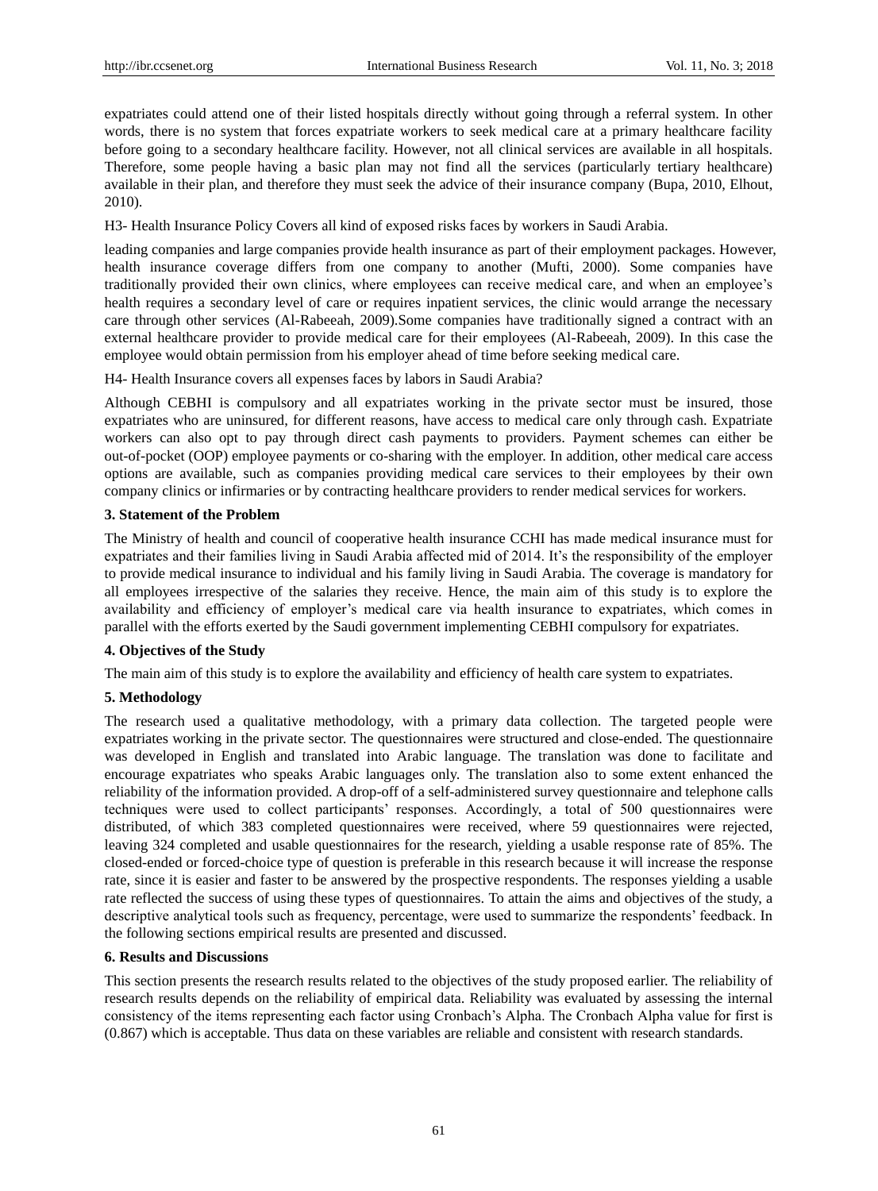expatriates could attend one of their listed hospitals directly without going through a referral system. In other words, there is no system that forces expatriate workers to seek medical care at a primary healthcare facility before going to a secondary healthcare facility. However, not all clinical services are available in all hospitals. Therefore, some people having a basic plan may not find all the services (particularly tertiary healthcare) available in their plan, and therefore they must seek the advice of their insurance company (Bupa, 2010, Elhout, 2010).

H3- Health Insurance Policy Covers all kind of exposed risks faces by workers in Saudi Arabia.

leading companies and large companies provide health insurance as part of their employment packages. However, health insurance coverage differs from one company to another (Mufti, 2000). Some companies have traditionally provided their own clinics, where employees can receive medical care, and when an employee's health requires a secondary level of care or requires inpatient services, the clinic would arrange the necessary care through other services (Al-Rabeeah, 2009).Some companies have traditionally signed a contract with an external healthcare provider to provide medical care for their employees (Al-Rabeeah, 2009). In this case the employee would obtain permission from his employer ahead of time before seeking medical care.

H4- Health Insurance covers all expenses faces by labors in Saudi Arabia?

Although CEBHI is compulsory and all expatriates working in the private sector must be insured, those expatriates who are uninsured, for different reasons, have access to medical care only through cash. Expatriate workers can also opt to pay through direct cash payments to providers. Payment schemes can either be out-of-pocket (OOP) employee payments or co-sharing with the employer. In addition, other medical care access options are available, such as companies providing medical care services to their employees by their own company clinics or infirmaries or by contracting healthcare providers to render medical services for workers.

### 3. Statement of the Problem

The Ministry of health and council of cooperative health insurance CCHI has made medical insurance must for expatriates and their families living in Saudi Arabia affected mid of 2014. It's the responsibility of the employer to provide medical insurance to individual and his family living in Saudi Arabia. The coverage is mandatory for all employees irrespective of the salaries they receive. Hence, the main aim of this study is to explore the availability and efficiency of employer's medical care via health insurance to expatriates, which comes in parallel with the efforts exerted by the Saudi government implementing CEBHI compulsory for expatriates.

### 4. Objectives of the Study

The main aim of this study is to explore the availability and efficiency of health care system to expatriates.

### 5. Methodology

The research used a qualitative methodology, with a primary data collection. The targeted people were expatriates working in the private sector. The questionnaires were structured and close-ended. The questionnaire was developed in English and translated into Arabic language. The translation was done to facilitate and encourage expatriates who speaks Arabic languages only. The translation also to some extent enhanced the reliability of the information provided. A drop-off of a self-administered survey questionnaire and telephone calls techniques were used to collect participants' responses. Accordingly, a total of 500 questionnaires were distributed, of which 383 completed questionnaires were received, where 59 questionnaires were rejected, leaving 324 completed and usable questionnaires for the research, yielding a usable response rate of 85%. The closed-ended or forced-choice type of question is preferable in this research because it will increase the response rate, since it is easier and faster to be answered by the prospective respondents. The responses yielding a usable rate reflected the success of using these types of questionnaires. To attain the aims and objectives of the study, a descriptive analytical tools such as frequency, percentage, were used to summarize the respondents' feedback. In the following sections empirical results are presented and discussed.

### 6. Results and Discussions

This section presents the research results related to the objectives of the study proposed earlier. The reliability of research results depends on the reliability of empirical data. Reliability was evaluated by assessing the internal consistency of the items representing each factor using Cronbach's Alpha. The Cronbach Alpha value for first is (0.867) which is acceptable. Thus data on these variables are reliable and consistent with research standards.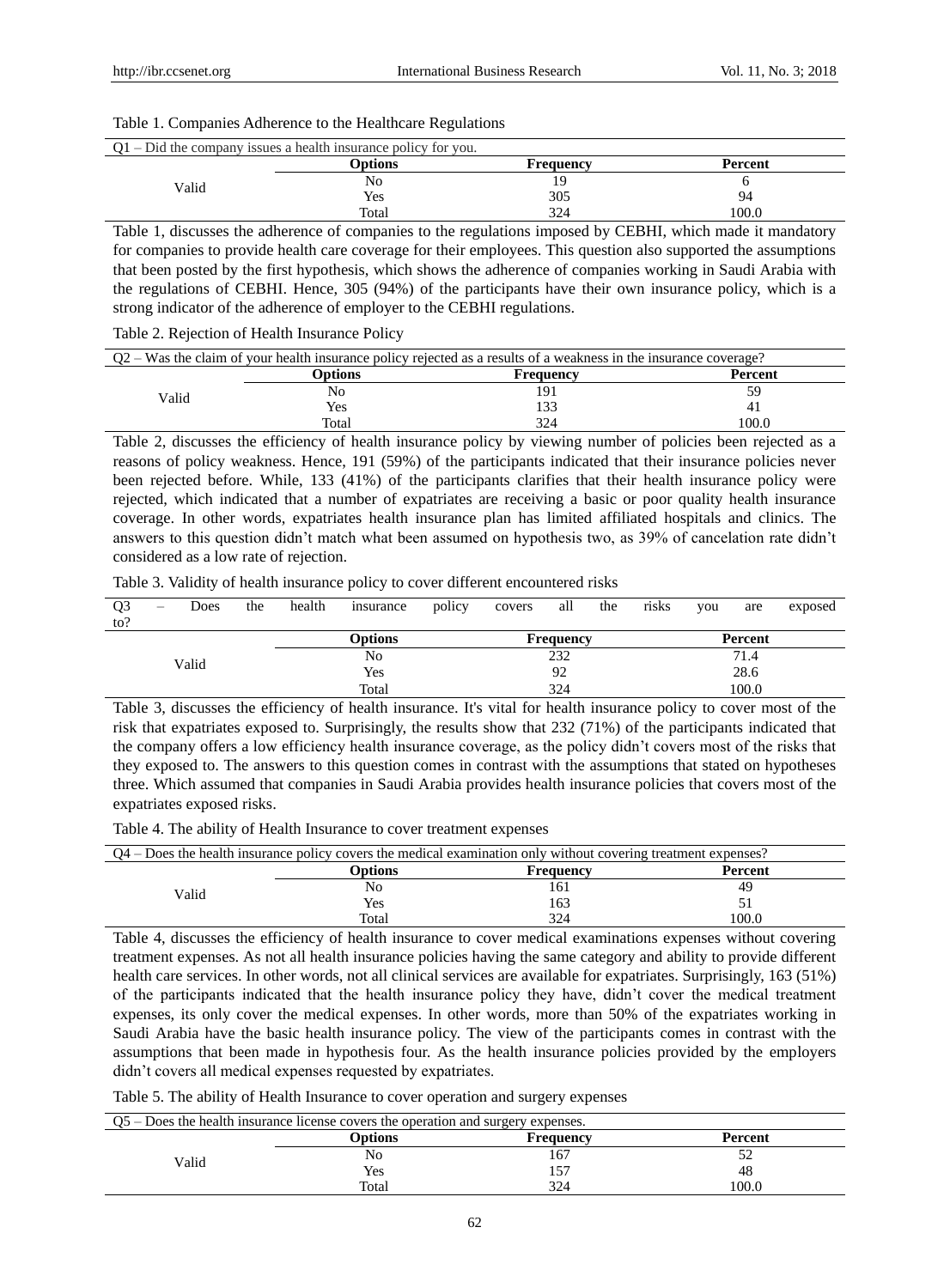Table 1. Companies Adherence to the Healthcare Regulations

| Q1 – Did the company issues a health insurance policy for you. | | | |
|---|---|---|---|
| | **Options** | **Frequency** | **Percent** |
| Valid | No | 19 | 6 |
| | Yes | 305 | 94 |
| | Total | 324 | 100.0 |

Table 1, discusses the adherence of companies to the regulations imposed by CEBHI, which made it mandatory for companies to provide health care coverage for their employees. This question also supported the assumptions that been posted by the first hypothesis, which shows the adherence of companies working in Saudi Arabia with the regulations of CEBHI. Hence, 305 (94%) of the participants have their own insurance policy, which is a strong indicator of the adherence of employer to the CEBHI regulations.

Table 2. Rejection of Health Insurance Policy

| Q2 – Was the claim of your health insurance policy rejected as a results of a weakness in the insurance coverage? | | | |
|---|---|---|---|
| | **Options** | **Frequency** | **Percent** |
| Valid | No | 191 | 59 |
| | Yes | 133 | 41 |
| | Total | 324 | 100.0 |

Table 2, discusses the efficiency of health insurance policy by viewing number of policies been rejected as a reasons of policy weakness. Hence, 191 (59%) of the participants indicated that their insurance policies never been rejected before. While, 133 (41%) of the participants clarifies that their health insurance policy were rejected, which indicated that a number of expatriates are receiving a basic or poor quality health insurance coverage. In other words, expatriates health insurance plan has limited affiliated hospitals and clinics. The answers to this question didn't match what been assumed on hypothesis two, as 39% of cancelation rate didn't considered as a low rate of rejection.

Table 3. Validity of health insurance policy to cover different encountered risks

| Q3 – Does the health insurance policy covers all the risks you are exposed to? | | | |
|---|---|---|---|
| | **Options** | **Frequency** | **Percent** |
| Valid | No | 232 | 71.4 |
| | Yes | 92 | 28.6 |
| | Total | 324 | 100.0 |

Table 3, discusses the efficiency of health insurance. It's vital for health insurance policy to cover most of the risk that expatriates exposed to. Surprisingly, the results show that 232 (71%) of the participants indicated that the company offers a low efficiency health insurance coverage, as the policy didn't covers most of the risks that they exposed to. The answers to this question comes in contrast with the assumptions that stated on hypotheses three. Which assumed that companies in Saudi Arabia provides health insurance policies that covers most of the expatriates exposed risks.

Table 4. The ability of Health Insurance to cover treatment expenses

| Q4 – Does the health insurance policy covers the medical examination only without covering treatment expenses? | | | |
|---|---|---|---|
| | **Options** | **Frequency** | **Percent** |
| Valid | No | 161 | 49 |
| | Yes | 163 | 51 |
| | Total | 324 | 100.0 |

Table 4, discusses the efficiency of health insurance to cover medical examinations expenses without covering treatment expenses. As not all health insurance policies having the same category and ability to provide different health care services. In other words, not all clinical services are available for expatriates. Surprisingly, 163 (51%) of the participants indicated that the health insurance policy they have, didn't cover the medical treatment expenses, its only cover the medical expenses. In other words, more than 50% of the expatriates working in Saudi Arabia have the basic health insurance policy. The view of the participants comes in contrast with the assumptions that been made in hypothesis four. As the health insurance policies provided by the employers didn't covers all medical expenses requested by expatriates.

Table 5. The ability of Health Insurance to cover operation and surgery expenses

| Q5 – Does the health insurance license covers the operation and surgery expenses. | | | |
|---|---|---|---|
| | **Options** | **Frequency** | **Percent** |
| Valid | No | 167 | 52 |
| | Yes | 157 | 48 |
| | Total | 324 | 100.0 |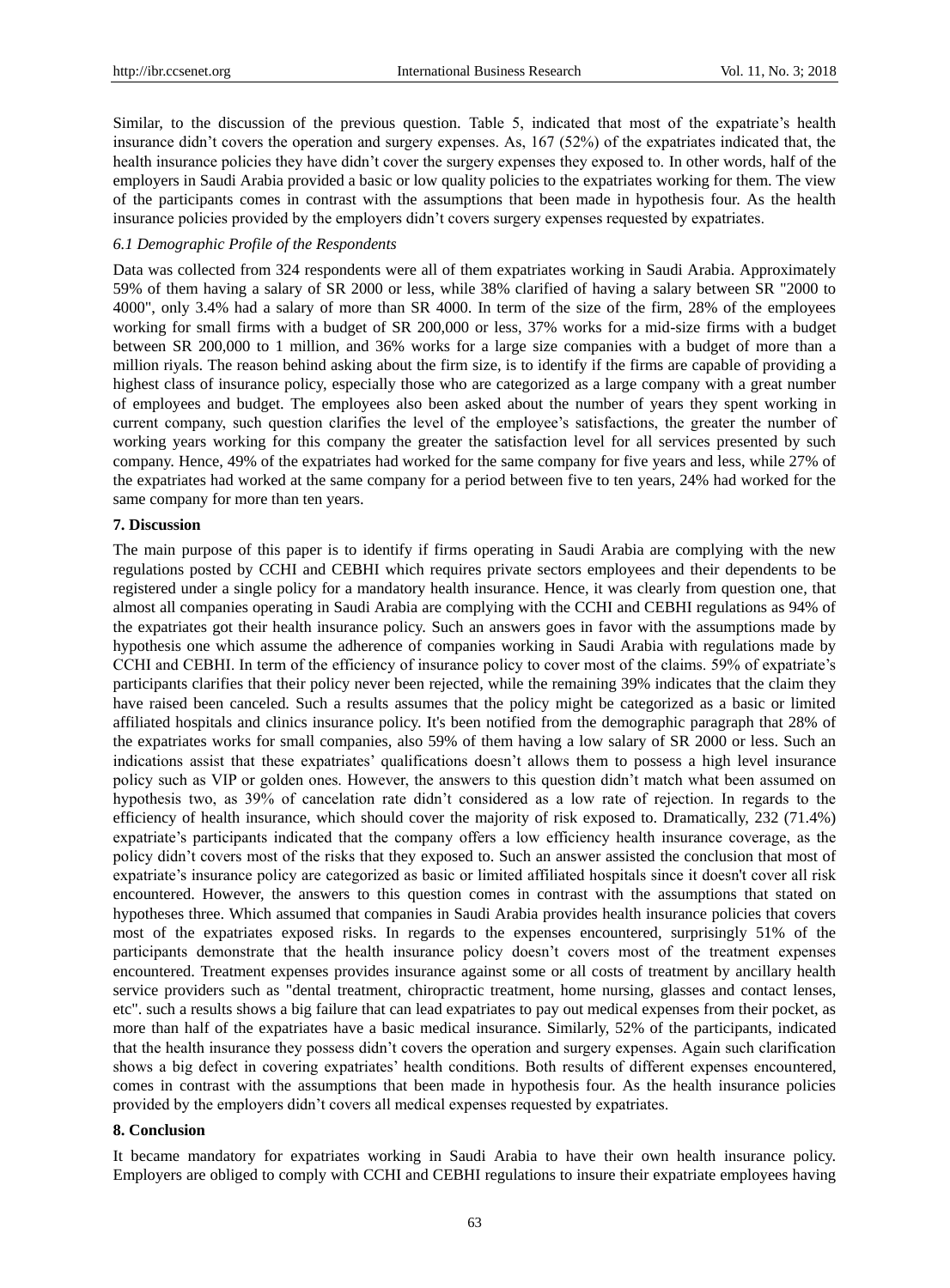Similar, to the discussion of the previous question. Table 5, indicated that most of the expatriate's health insurance didn't covers the operation and surgery expenses. As, 167 (52%) of the expatriates indicated that, the health insurance policies they have didn't cover the surgery expenses they exposed to. In other words, half of the employers in Saudi Arabia provided a basic or low quality policies to the expatriates working for them. The view of the participants comes in contrast with the assumptions that been made in hypothesis four. As the health insurance policies provided by the employers didn't covers surgery expenses requested by expatriates.

### *6.1 Demographic Profile of the Respondents*

Data was collected from 324 respondents were all of them expatriates working in Saudi Arabia. Approximately 59% of them having a salary of SR 2000 or less, while 38% clarified of having a salary between SR "2000 to 4000", only 3.4% had a salary of more than SR 4000. In term of the size of the firm, 28% of the employees working for small firms with a budget of SR 200,000 or less, 37% works for a mid-size firms with a budget between SR 200,000 to 1 million, and 36% works for a large size companies with a budget of more than a million riyals. The reason behind asking about the firm size, is to identify if the firms are capable of providing a highest class of insurance policy, especially those who are categorized as a large company with a great number of employees and budget. The employees also been asked about the number of years they spent working in current company, such question clarifies the level of the employee's satisfactions, the greater the number of working years working for this company the greater the satisfaction level for all services presented by such company. Hence, 49% of the expatriates had worked for the same company for five years and less, while 27% of the expatriates had worked at the same company for a period between five to ten years, 24% had worked for the same company for more than ten years.

## 7. Discussion

The main purpose of this paper is to identify if firms operating in Saudi Arabia are complying with the new regulations posted by CCHI and CEBHI which requires private sectors employees and their dependents to be registered under a single policy for a mandatory health insurance. Hence, it was clearly from question one, that almost all companies operating in Saudi Arabia are complying with the CCHI and CEBHI regulations as 94% of the expatriates got their health insurance policy. Such an answers goes in favor with the assumptions made by hypothesis one which assume the adherence of companies working in Saudi Arabia with regulations made by CCHI and CEBHI. In term of the efficiency of insurance policy to cover most of the claims. 59% of expatriate's participants clarifies that their policy never been rejected, while the remaining 39% indicates that the claim they have raised been canceled. Such a results assumes that the policy might be categorized as a basic or limited affiliated hospitals and clinics insurance policy. It's been notified from the demographic paragraph that 28% of the expatriates works for small companies, also 59% of them having a low salary of SR 2000 or less. Such an indications assist that these expatriates' qualifications doesn't allows them to possess a high level insurance policy such as VIP or golden ones. However, the answers to this question didn't match what been assumed on hypothesis two, as 39% of cancelation rate didn't considered as a low rate of rejection. In regards to the efficiency of health insurance, which should cover the majority of risk exposed to. Dramatically, 232 (71.4%) expatriate's participants indicated that the company offers a low efficiency health insurance coverage, as the policy didn't covers most of the risks that they exposed to. Such an answer assisted the conclusion that most of expatriate's insurance policy are categorized as basic or limited affiliated hospitals since it doesn't cover all risk encountered. However, the answers to this question comes in contrast with the assumptions that stated on hypotheses three. Which assumed that companies in Saudi Arabia provides health insurance policies that covers most of the expatriates exposed risks. In regards to the expenses encountered, surprisingly 51% of the participants demonstrate that the health insurance policy doesn't covers most of the treatment expenses encountered. Treatment expenses provides insurance against some or all costs of treatment by ancillary health service providers such as "dental treatment, chiropractic treatment, home nursing, glasses and contact lenses, etc". such a results shows a big failure that can lead expatriates to pay out medical expenses from their pocket, as more than half of the expatriates have a basic medical insurance. Similarly, 52% of the participants, indicated that the health insurance they possess didn't covers the operation and surgery expenses. Again such clarification shows a big defect in covering expatriates' health conditions. Both results of different expenses encountered, comes in contrast with the assumptions that been made in hypothesis four. As the health insurance policies provided by the employers didn't covers all medical expenses requested by expatriates.

## 8. Conclusion

It became mandatory for expatriates working in Saudi Arabia to have their own health insurance policy. Employers are obliged to comply with CCHI and CEBHI regulations to insure their expatriate employees having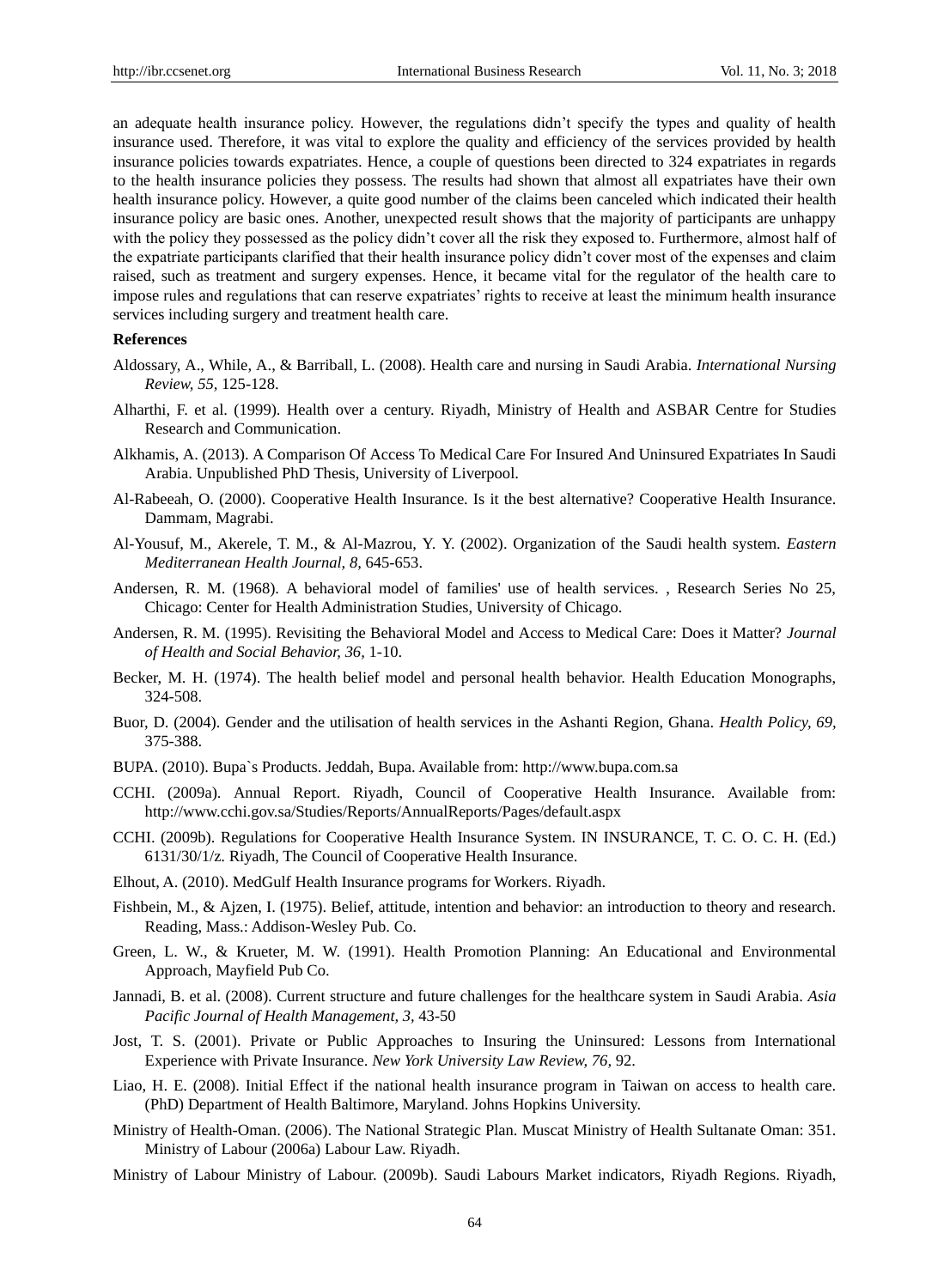an adequate health insurance policy. However, the regulations didn't specify the types and quality of health insurance used. Therefore, it was vital to explore the quality and efficiency of the services provided by health insurance policies towards expatriates. Hence, a couple of questions been directed to 324 expatriates in regards to the health insurance policies they possess. The results had shown that almost all expatriates have their own health insurance policy. However, a quite good number of the claims been canceled which indicated their health insurance policy are basic ones. Another, unexpected result shows that the majority of participants are unhappy with the policy they possessed as the policy didn't cover all the risk they exposed to. Furthermore, almost half of the expatriate participants clarified that their health insurance policy didn't cover most of the expenses and claim raised, such as treatment and surgery expenses. Hence, it became vital for the regulator of the health care to impose rules and regulations that can reserve expatriates' rights to receive at least the minimum health insurance services including surgery and treatment health care.

**References**

Aldossary, A., While, A., & Barriball, L. (2008). Health care and nursing in Saudi Arabia. *International Nursing Review, 55,* 125-128.

Alharthi, F. et al. (1999). Health over a century. Riyadh, Ministry of Health and ASBAR Centre for Studies Research and Communication.

Alkhamis, A. (2013). A Comparison Of Access To Medical Care For Insured And Uninsured Expatriates In Saudi Arabia. Unpublished PhD Thesis, University of Liverpool.

Al-Rabeeah, O. (2000). Cooperative Health Insurance. Is it the best alternative? Cooperative Health Insurance. Dammam, Magrabi.

Al-Yousuf, M., Akerele, T. M., & Al-Mazrou, Y. Y. (2002). Organization of the Saudi health system. *Eastern Mediterranean Health Journal, 8,* 645-653.

Andersen, R. M. (1968). A behavioral model of families' use of health services. , Research Series No 25, Chicago: Center for Health Administration Studies, University of Chicago.

Andersen, R. M. (1995). Revisiting the Behavioral Model and Access to Medical Care: Does it Matter? *Journal of Health and Social Behavior, 36,* 1-10.

Becker, M. H. (1974). The health belief model and personal health behavior. Health Education Monographs, 324-508.

Buor, D. (2004). Gender and the utilisation of health services in the Ashanti Region, Ghana. *Health Policy, 69,* 375-388.

BUPA. (2010). Bupa`s Products. Jeddah, Bupa. Available from: http://www.bupa.com.sa

CCHI. (2009a). Annual Report. Riyadh, Council of Cooperative Health Insurance. Available from: http://www.cchi.gov.sa/Studies/Reports/AnnualReports/Pages/default.aspx

CCHI. (2009b). Regulations for Cooperative Health Insurance System. IN INSURANCE, T. C. O. C. H. (Ed.) 6131/30/1/z. Riyadh, The Council of Cooperative Health Insurance.

Elhout, A. (2010). MedGulf Health Insurance programs for Workers. Riyadh.

Fishbein, M., & Ajzen, I. (1975). Belief, attitude, intention and behavior: an introduction to theory and research. Reading, Mass.: Addison-Wesley Pub. Co.

Green, L. W., & Krueter, M. W. (1991). Health Promotion Planning: An Educational and Environmental Approach, Mayfield Pub Co.

Jannadi, B. et al. (2008). Current structure and future challenges for the healthcare system in Saudi Arabia. *Asia Pacific Journal of Health Management, 3,* 43-50

Jost, T. S. (2001). Private or Public Approaches to Insuring the Uninsured: Lessons from International Experience with Private Insurance. *New York University Law Review, 76,* 92.

Liao, H. E. (2008). Initial Effect if the national health insurance program in Taiwan on access to health care. (PhD) Department of Health Baltimore, Maryland. Johns Hopkins University.

Ministry of Health-Oman. (2006). The National Strategic Plan. Muscat Ministry of Health Sultanate Oman: 351. Ministry of Labour (2006a) Labour Law. Riyadh.

Ministry of Labour Ministry of Labour. (2009b). Saudi Labours Market indicators, Riyadh Regions. Riyadh,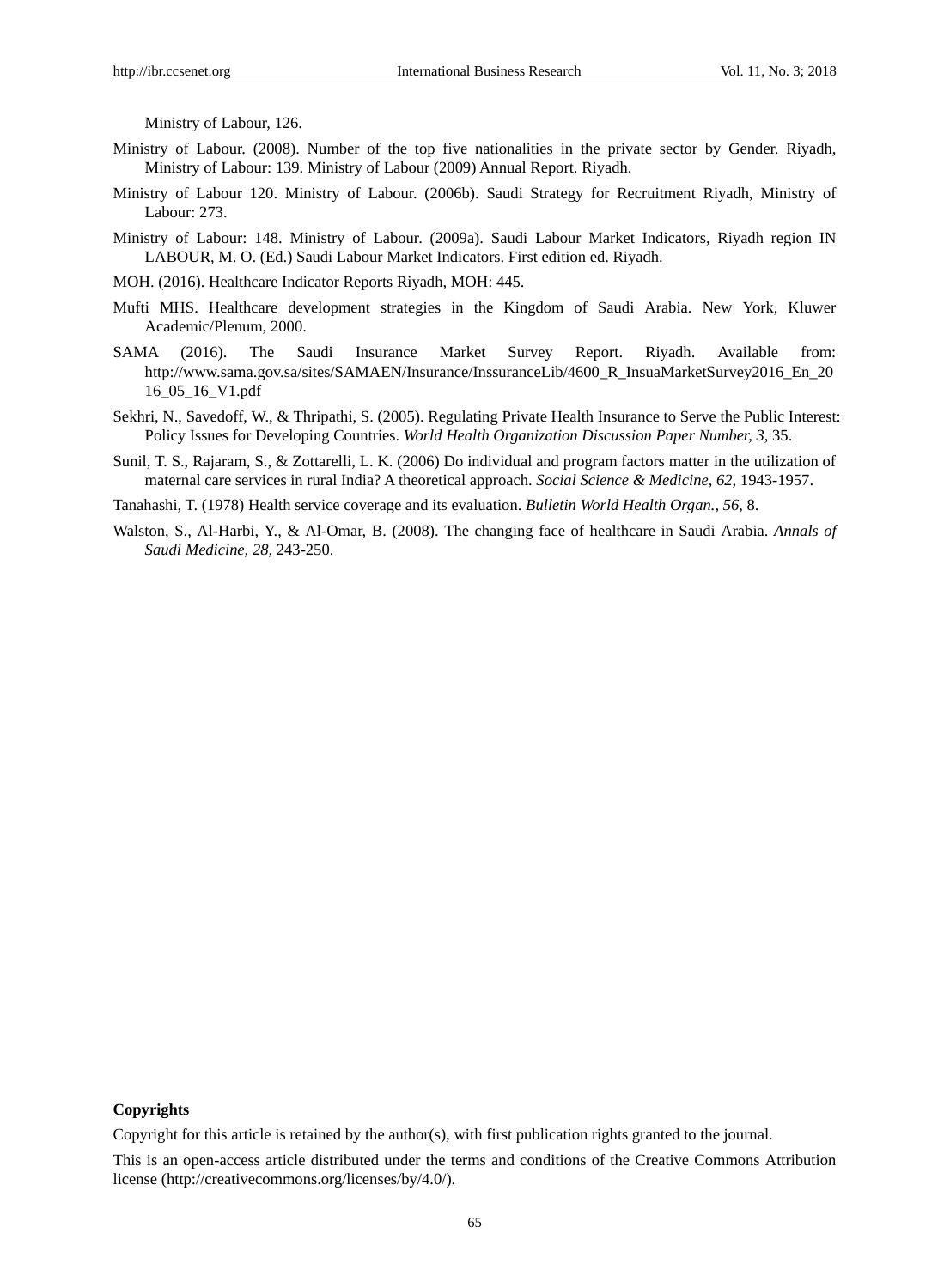Ministry of Labour, 126.

Ministry of Labour. (2008). Number of the top five nationalities in the private sector by Gender. Riyadh, Ministry of Labour: 139. Ministry of Labour (2009) Annual Report. Riyadh.

Ministry of Labour 120. Ministry of Labour. (2006b). Saudi Strategy for Recruitment Riyadh, Ministry of Labour: 273.

Ministry of Labour: 148. Ministry of Labour. (2009a). Saudi Labour Market Indicators, Riyadh region IN LABOUR, M. O. (Ed.) Saudi Labour Market Indicators. First edition ed. Riyadh.

MOH. (2016). Healthcare Indicator Reports Riyadh, MOH: 445.

Mufti MHS. Healthcare development strategies in the Kingdom of Saudi Arabia. New York, Kluwer Academic/Plenum, 2000.

SAMA (2016). The Saudi Insurance Market Survey Report. Riyadh. Available from: http://www.sama.gov.sa/sites/SAMAEN/Insurance/InssuranceLib/4600_R_InsuaMarketSurvey2016_En_2016_05_16_V1.pdf

Sekhri, N., Savedoff, W., & Thripathi, S. (2005). Regulating Private Health Insurance to Serve the Public Interest: Policy Issues for Developing Countries. *World Health Organization Discussion Paper Number, 3*, 35.

Sunil, T. S., Rajaram, S., & Zottarelli, L. K. (2006) Do individual and program factors matter in the utilization of maternal care services in rural India? A theoretical approach. *Social Science & Medicine, 62,* 1943-1957.

Tanahashi, T. (1978) Health service coverage and its evaluation. *Bulletin World Health Organ., 56,* 8.

Walston, S., Al-Harbi, Y., & Al-Omar, B. (2008). The changing face of healthcare in Saudi Arabia. *Annals of Saudi Medicine, 28,* 243-250.

**Copyrights**

Copyright for this article is retained by the author(s), with first publication rights granted to the journal.

This is an open-access article distributed under the terms and conditions of the Creative Commons Attribution license (http://creativecommons.org/licenses/by/4.0/).